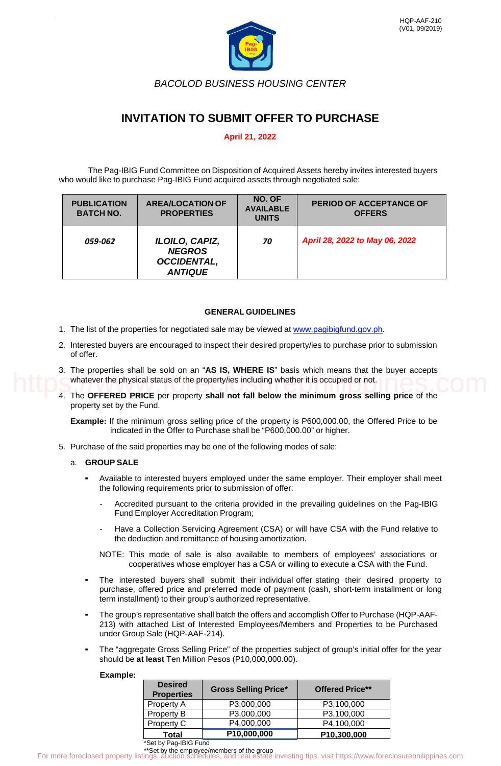HQP-AAF-210
(V01, 09/2019)

*BACOLOD BUSINESS HOUSING CENTER*

# INVITATION TO SUBMIT OFFER TO PURCHASE

**April 21, 2022**

The Pag-IBIG Fund Committee on Disposition of Acquired Assets hereby invites interested buyers who would like to purchase Pag-IBIG Fund acquired assets through negotiated sale:

| PUBLICATION BATCH NO. | AREA/LOCATION OF PROPERTIES | NO. OF AVAILABLE UNITS | PERIOD OF ACCEPTANCE OF OFFERS |
|---|---|---|---|
| ***059-062*** | ***ILOILO, CAPIZ, NEGROS OCCIDENTAL, ANTIQUE*** | ***70*** | ***April 28, 2022 to May 06, 2022*** |

## GENERAL GUIDELINES

1. The list of the properties for negotiated sale may be viewed at www.pagibigfund.gov.ph.
2. Interested buyers are encouraged to inspect their desired property/ies to purchase prior to submission of offer.
3. The properties shall be sold on an "**AS IS, WHERE IS**" basis which means that the buyer accepts whatever the physical status of the property/ies including whether it is occupied or not.
4. The **OFFERED PRICE** per property **shall not fall below the minimum gross selling price** of the property set by the Fund.

   **Example:** If the minimum gross selling price of the property is P600,000.00, the Offered Price to be indicated in the Offer to Purchase shall be "P600,000.00" or higher.

5. Purchase of the said properties may be one of the following modes of sale:

   a. **GROUP SALE**

   - Available to interested buyers employed under the same employer. Their employer shall meet the following requirements prior to submission of offer:
     - Accredited pursuant to the criteria provided in the prevailing guidelines on the Pag-IBIG Fund Employer Accreditation Program;
     - Have a Collection Servicing Agreement (CSA) or will have CSA with the Fund relative to the deduction and remittance of housing amortization.

     NOTE: This mode of sale is also available to members of employees' associations or cooperatives whose employer has a CSA or willing to execute a CSA with the Fund.

   - The interested buyers shall submit their individual offer stating their desired property to purchase, offered price and preferred mode of payment (cash, short-term installment or long term installment) to their group's authorized representative.
   - The group's representative shall batch the offers and accomplish Offer to Purchase (HQP-AAF-213) with attached List of Interested Employees/Members and Properties to be Purchased under Group Sale (HQP-AAF-214).
   - The "aggregate Gross Selling Price" of the properties subject of group's initial offer for the year should be **at least** Ten Million Pesos (P10,000,000.00).

   **Example:**

   | Desired Properties | Gross Selling Price* | Offered Price** |
   |---|---|---|
   | Property A | P3,000,000 | P3,100,000 |
   | Property B | P3,000,000 | P3,100,000 |
   | Property C | P4,000,000 | P4,100,000 |
   | **Total** | **P10,000,000** | **P10,300,000** |

   *Set by Pag-IBIG Fund

   **Set by the employee/members of the group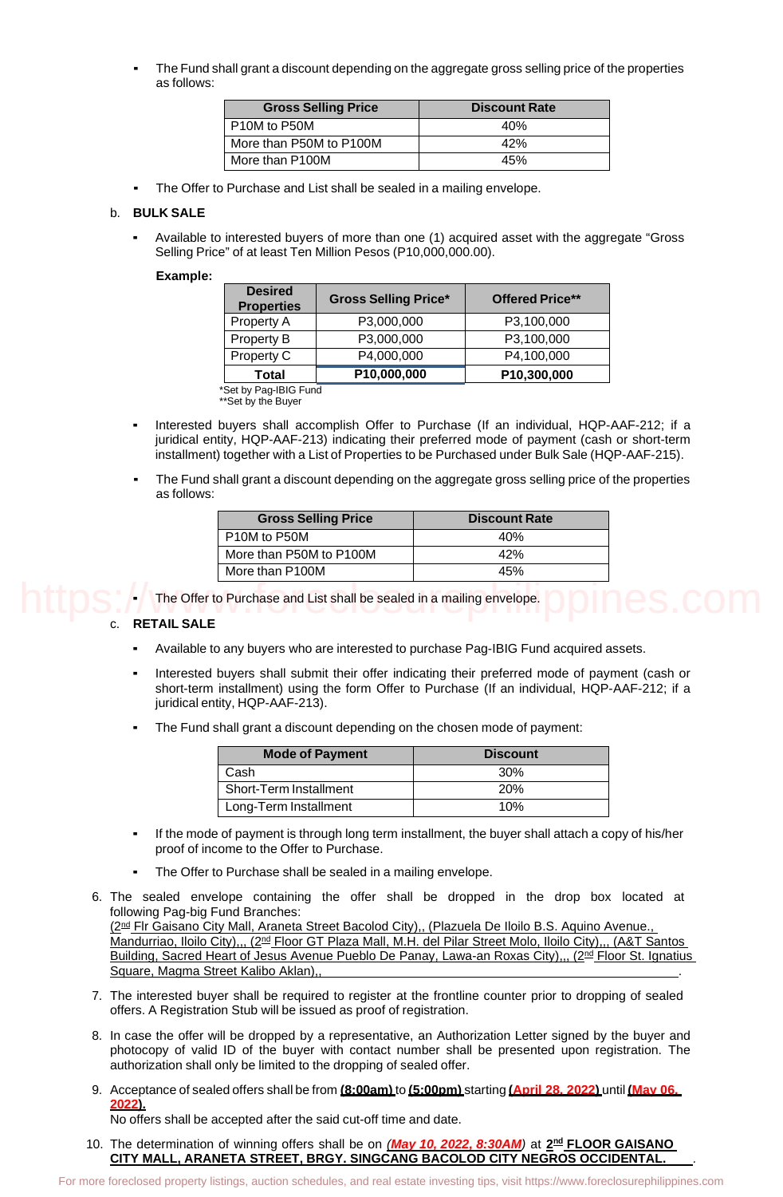- The Fund shall grant a discount depending on the aggregate gross selling price of the properties as follows:

| Gross Selling Price | Discount Rate |
|---|---|
| P10M to P50M | 40% |
| More than P50M to P100M | 42% |
| More than P100M | 45% |

- The Offer to Purchase and List shall be sealed in a mailing envelope.

b. **BULK SALE**

- Available to interested buyers of more than one (1) acquired asset with the aggregate "Gross Selling Price" of at least Ten Million Pesos (P10,000,000.00).

**Example:**

| Desired Properties | Gross Selling Price* | Offered Price** |
|---|---|---|
| Property A | P3,000,000 | P3,100,000 |
| Property B | P3,000,000 | P3,100,000 |
| Property C | P4,000,000 | P4,100,000 |
| **Total** | **P10,000,000** | **P10,300,000** |

*Set by Pag-IBIG Fund
**Set by the Buyer

- Interested buyers shall accomplish Offer to Purchase (If an individual, HQP-AAF-212; if a juridical entity, HQP-AAF-213) indicating their preferred mode of payment (cash or short-term installment) together with a List of Properties to be Purchased under Bulk Sale (HQP-AAF-215).

- The Fund shall grant a discount depending on the aggregate gross selling price of the properties as follows:

| Gross Selling Price | Discount Rate |
|---|---|
| P10M to P50M | 40% |
| More than P50M to P100M | 42% |
| More than P100M | 45% |

- The Offer to Purchase and List shall be sealed in a mailing envelope.

c. **RETAIL SALE**

- Available to any buyers who are interested to purchase Pag-IBIG Fund acquired assets.

- Interested buyers shall submit their offer indicating their preferred mode of payment (cash or short-term installment) using the form Offer to Purchase (If an individual, HQP-AAF-212; if a juridical entity, HQP-AAF-213).

- The Fund shall grant a discount depending on the chosen mode of payment:

| Mode of Payment | Discount |
|---|---|
| Cash | 30% |
| Short-Term Installment | 20% |
| Long-Term Installment | 10% |

- If the mode of payment is through long term installment, the buyer shall attach a copy of his/her proof of income to the Offer to Purchase.

- The Offer to Purchase shall be sealed in a mailing envelope.

6. The sealed envelope containing the offer shall be dropped in the drop box located at following Pag-big Fund Branches:
(2nd Flr Gaisano City Mall, Araneta Street Bacolod City),, (Plazuela De Iloilo B.S. Aquino Avenue., Mandurriao, Iloilo City),,, (2nd Floor GT Plaza Mall, M.H. del Pilar Street Molo, Iloilo City),,, (A&T Santos Building, Sacred Heart of Jesus Avenue Pueblo De Panay, Lawa-an Roxas City),,, (2nd Floor St. Ignatius Square, Magma Street Kalibo Aklan),, .

7. The interested buyer shall be required to register at the frontline counter prior to dropping of sealed offers. A Registration Stub will be issued as proof of registration.

8. In case the offer will be dropped by a representative, an Authorization Letter signed by the buyer and photocopy of valid ID of the buyer with contact number shall be presented upon registration. The authorization shall only be limited to the dropping of sealed offer.

9. Acceptance of sealed offers shall be from **(8:00am)** to **(5:00pm)** starting **(April 28, 2022)** until **(May 06, 2022)**.
No offers shall be accepted after the said cut-off time and date.

10. The determination of winning offers shall be on ***(May 10, 2022, 8:30AM)*** at **2nd FLOOR GAISANO CITY MALL, ARANETA STREET, BRGY. SINGCANG BACOLOD CITY NEGROS OCCIDENTAL.** .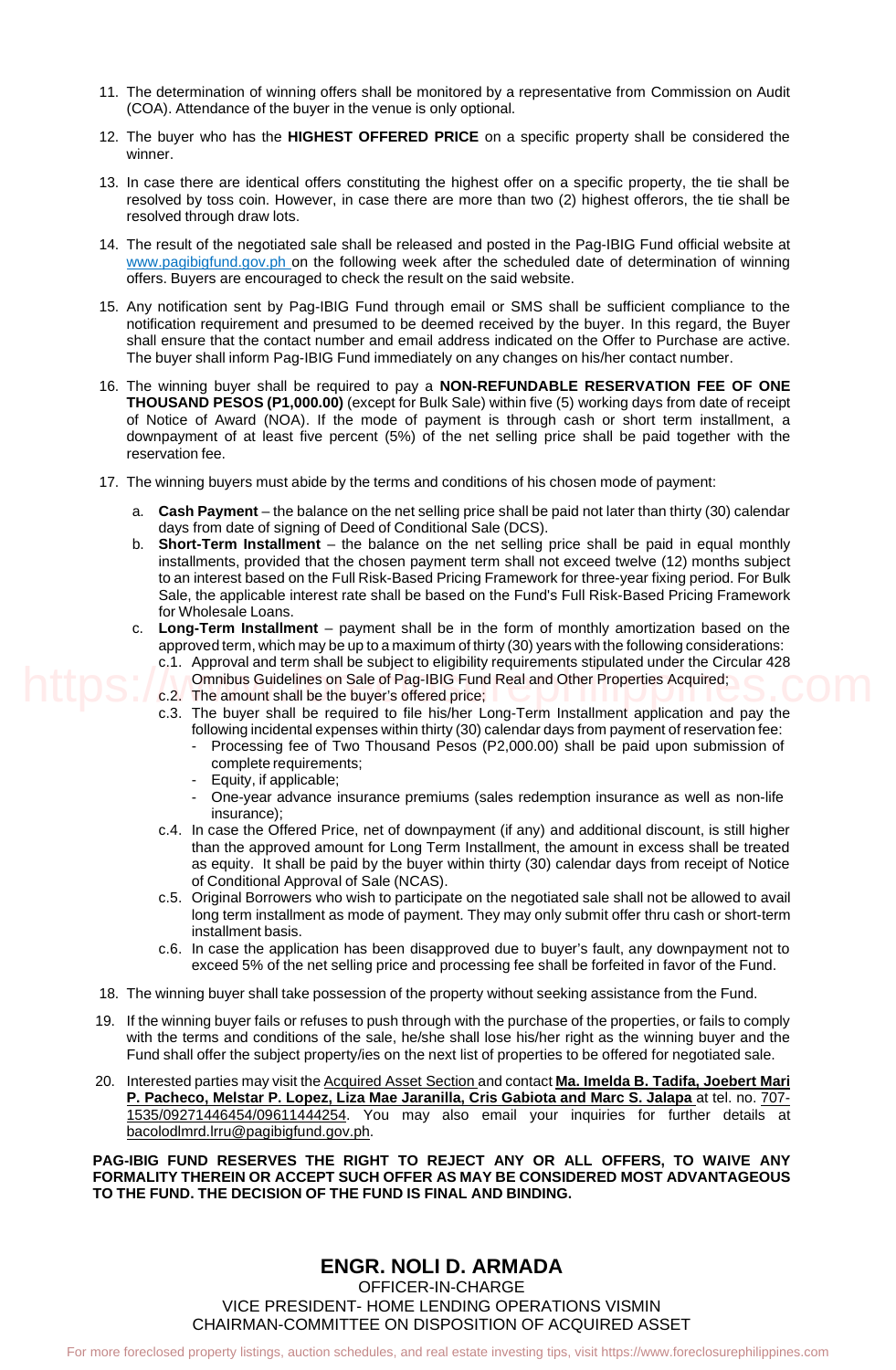11. The determination of winning offers shall be monitored by a representative from Commission on Audit (COA). Attendance of the buyer in the venue is only optional.

12. The buyer who has the **HIGHEST OFFERED PRICE** on a specific property shall be considered the winner.

13. In case there are identical offers constituting the highest offer on a specific property, the tie shall be resolved by toss coin. However, in case there are more than two (2) highest offerors, the tie shall be resolved through draw lots.

14. The result of the negotiated sale shall be released and posted in the Pag-IBIG Fund official website at www.pagibigfund.gov.ph on the following week after the scheduled date of determination of winning offers. Buyers are encouraged to check the result on the said website.

15. Any notification sent by Pag-IBIG Fund through email or SMS shall be sufficient compliance to the notification requirement and presumed to be deemed received by the buyer. In this regard, the Buyer shall ensure that the contact number and email address indicated on the Offer to Purchase are active. The buyer shall inform Pag-IBIG Fund immediately on any changes on his/her contact number.

16. The winning buyer shall be required to pay a **NON-REFUNDABLE RESERVATION FEE OF ONE THOUSAND PESOS (P1,000.00)** (except for Bulk Sale) within five (5) working days from date of receipt of Notice of Award (NOA). If the mode of payment is through cash or short term installment, a downpayment of at least five percent (5%) of the net selling price shall be paid together with the reservation fee.

17. The winning buyers must abide by the terms and conditions of his chosen mode of payment:

    a. **Cash Payment** – the balance on the net selling price shall be paid not later than thirty (30) calendar days from date of signing of Deed of Conditional Sale (DCS).

    b. **Short-Term Installment** – the balance on the net selling price shall be paid in equal monthly installments, provided that the chosen payment term shall not exceed twelve (12) months subject to an interest based on the Full Risk-Based Pricing Framework for three-year fixing period. For Bulk Sale, the applicable interest rate shall be based on the Fund's Full Risk-Based Pricing Framework for Wholesale Loans.

    c. **Long-Term Installment** – payment shall be in the form of monthly amortization based on the approved term, which may be up to a maximum of thirty (30) years with the following considerations:

       c.1. Approval and term shall be subject to eligibility requirements stipulated under the Circular 428 Omnibus Guidelines on Sale of Pag-IBIG Fund Real and Other Properties Acquired;

       c.2. The amount shall be the buyer's offered price;

       c.3. The buyer shall be required to file his/her Long-Term Installment application and pay the following incidental expenses within thirty (30) calendar days from payment of reservation fee:
         - Processing fee of Two Thousand Pesos (P2,000.00) shall be paid upon submission of complete requirements;
         - Equity, if applicable;
         - One-year advance insurance premiums (sales redemption insurance as well as non-life insurance);

       c.4. In case the Offered Price, net of downpayment (if any) and additional discount, is still higher than the approved amount for Long Term Installment, the amount in excess shall be treated as equity. It shall be paid by the buyer within thirty (30) calendar days from receipt of Notice of Conditional Approval of Sale (NCAS).

       c.5. Original Borrowers who wish to participate on the negotiated sale shall not be allowed to avail long term installment as mode of payment. They may only submit offer thru cash or short-term installment basis.

       c.6. In case the application has been disapproved due to buyer's fault, any downpayment not to exceed 5% of the net selling price and processing fee shall be forfeited in favor of the Fund.

18. The winning buyer shall take possession of the property without seeking assistance from the Fund.

19. If the winning buyer fails or refuses to push through with the purchase of the properties, or fails to comply with the terms and conditions of the sale, he/she shall lose his/her right as the winning buyer and the Fund shall offer the subject property/ies on the next list of properties to be offered for negotiated sale.

20. Interested parties may visit the Acquired Asset Section and contact **Ma. Imelda B. Tadifa, Joebert Mari P. Pacheco, Melstar P. Lopez, Liza Mae Jaranilla, Cris Gabiota and Marc S. Jalapa** at tel. no. 707-1535/09271446454/09611444254. You may also email your inquiries for further details at bacolodlmrd.lrru@pagibigfund.gov.ph.

**PAG-IBIG FUND RESERVES THE RIGHT TO REJECT ANY OR ALL OFFERS, TO WAIVE ANY FORMALITY THEREIN OR ACCEPT SUCH OFFER AS MAY BE CONSIDERED MOST ADVANTAGEOUS TO THE FUND. THE DECISION OF THE FUND IS FINAL AND BINDING.**

**ENGR. NOLI D. ARMADA**
OFFICER-IN-CHARGE
VICE PRESIDENT- HOME LENDING OPERATIONS VISMIN
CHAIRMAN-COMMITTEE ON DISPOSITION OF ACQUIRED ASSET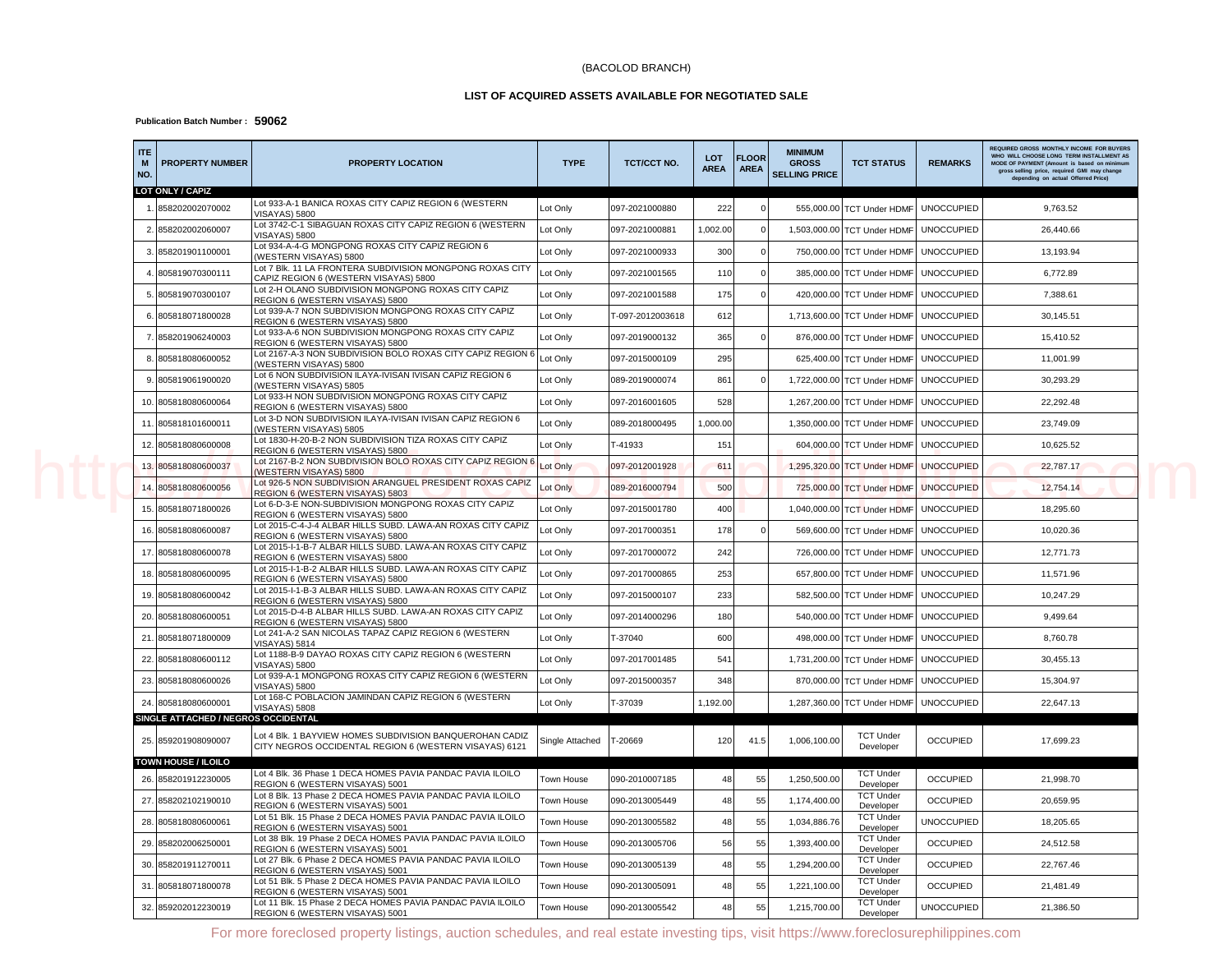(BACOLOD BRANCH)

## LIST OF ACQUIRED ASSETS AVAILABLE FOR NEGOTIATED SALE

**Publication Batch Number : 59062**

| ITEM NO. | PROPERTY NUMBER | PROPERTY LOCATION | TYPE | TCT/CCT NO. | LOT AREA | FLOOR AREA | MINIMUM GROSS SELLING PRICE | TCT STATUS | REMARKS | REQUIRED GROSS MONTHLY INCOME FOR BUYERS WHO WILL CHOOSE LONG TERM INSTALLMENT AS MODE OF PAYMENT (Amount is based on minimum gross selling price, required GMI may change depending on actual Offerred Price) |
|---|---|---|---|---|---|---|---|---|---|---|
| **LOT ONLY / CAPIZ** | | | | | | | | | | |
| 1. | 858202002070002 | Lot 933-A-1 BANICA ROXAS CITY CAPIZ REGION 6 (WESTERN VISAYAS) 5800 | Lot Only | 097-2021000880 | 222 | 0 | 555,000.00 | TCT Under HDMF | UNOCCUPIED | 9,763.52 |
| 2. | 858202002060007 | Lot 3742-C-1 SIBAGUAN ROXAS CITY CAPIZ REGION 6 (WESTERN VISAYAS) 5800 | Lot Only | 097-2021000881 | 1,002.00 | 0 | 1,503,000.00 | TCT Under HDMF | UNOCCUPIED | 26,440.66 |
| 3. | 858201901100001 | Lot 934-A-4-G MONGPONG ROXAS CITY CAPIZ REGION 6 (WESTERN VISAYAS) 5800 | Lot Only | 097-2021000933 | 300 | 0 | 750,000.00 | TCT Under HDMF | UNOCCUPIED | 13,193.94 |
| 4. | 805819070300111 | Lot 7 Blk. 11 LA FRONTERA SUBDIVISION MONGPONG ROXAS CITY CAPIZ REGION 6 (WESTERN VISAYAS) 5800 | Lot Only | 097-2021001565 | 110 | 0 | 385,000.00 | TCT Under HDMF | UNOCCUPIED | 6,772.89 |
| 5. | 805819070300107 | Lot 2-H OLANO SUBDIVISION MONGPONG ROXAS CITY CAPIZ REGION 6 (WESTERN VISAYAS) 5800 | Lot Only | 097-2021001588 | 175 | 0 | 420,000.00 | TCT Under HDMF | UNOCCUPIED | 7,388.61 |
| 6. | 805818071800028 | Lot 939-A-7 NON SUBDIVISION MONGPONG ROXAS CITY CAPIZ REGION 6 (WESTERN VISAYAS) 5800 | Lot Only | T-097-2012003618 | 612 | | 1,713,600.00 | TCT Under HDMF | UNOCCUPIED | 30,145.51 |
| 7. | 858201906240003 | Lot 933-A-6 NON SUBDIVISION MONGPONG ROXAS CITY CAPIZ REGION 6 (WESTERN VISAYAS) 5800 | Lot Only | 097-2019000132 | 365 | 0 | 876,000.00 | TCT Under HDMF | UNOCCUPIED | 15,410.52 |
| 8. | 805818080600052 | Lot 2167-A-3 NON SUBDIVISION BOLO ROXAS CITY CAPIZ REGION 6 (WESTERN VISAYAS) 5800 | Lot Only | 097-2015000109 | 295 | | 625,400.00 | TCT Under HDMF | UNOCCUPIED | 11,001.99 |
| 9. | 805819061900020 | Lot 6 NON SUBDIVISION ILAYA-IVISAN IVISAN CAPIZ REGION 6 (WESTERN VISAYAS) 5805 | Lot Only | 089-2019000074 | 861 | 0 | 1,722,000.00 | TCT Under HDMF | UNOCCUPIED | 30,293.29 |
| 10. | 805818080600064 | Lot 933-H NON SUBDIVISION MONGPONG ROXAS CITY CAPIZ REGION 6 (WESTERN VISAYAS) 5800 | Lot Only | 097-2016001605 | 528 | | 1,267,200.00 | TCT Under HDMF | UNOCCUPIED | 22,292.48 |
| 11. | 805818101600011 | Lot 3-D NON SUBDIVISION ILAYA-IVISAN IVISAN CAPIZ REGION 6 (WESTERN VISAYAS) 5805 | Lot Only | 089-2018000495 | 1,000.00 | | 1,350,000.00 | TCT Under HDMF | UNOCCUPIED | 23,749.09 |
| 12. | 805818080600008 | Lot 1830-H-20-B-2 NON SUBDIVISION TIZA ROXAS CITY CAPIZ REGION 6 (WESTERN VISAYAS) 5800 | Lot Only | T-41933 | 151 | | 604,000.00 | TCT Under HDMF | UNOCCUPIED | 10,625.52 |
| 13. | 805818080600037 | Lot 2167-B-2 NON SUBDIVISION BOLO ROXAS CITY CAPIZ REGION 6 (WESTERN VISAYAS) 5800 | Lot Only | 097-2012001928 | 611 | | 1,295,320.00 | TCT Under HDMF | UNOCCUPIED | 22,787.17 |
| 14. | 805818080600056 | Lot 926-5 NON SUBDIVISION ARANGUEL PRESIDENT ROXAS CAPIZ REGION 6 (WESTERN VISAYAS) 5803 | Lot Only | 089-2016000794 | 500 | | 725,000.00 | TCT Under HDMF | UNOCCUPIED | 12,754.14 |
| 15. | 805818071800026 | Lot 6-D-3-E NON-SUBDIVISION MONGPONG ROXAS CITY CAPIZ REGION 6 (WESTERN VISAYAS) 5800 | Lot Only | 097-2015001780 | 400 | | 1,040,000.00 | TCT Under HDMF | UNOCCUPIED | 18,295.60 |
| 16. | 805818080600087 | Lot 2015-C-4-J-4 ALBAR HILLS SUBD. LAWA-AN ROXAS CITY CAPIZ REGION 6 (WESTERN VISAYAS) 5800 | Lot Only | 097-2017000351 | 178 | 0 | 569,600.00 | TCT Under HDMF | UNOCCUPIED | 10,020.36 |
| 17. | 805818080600078 | Lot 2015-I-1-B-7 ALBAR HILLS SUBD. LAWA-AN ROXAS CITY CAPIZ REGION 6 (WESTERN VISAYAS) 5800 | Lot Only | 097-2017000072 | 242 | | 726,000.00 | TCT Under HDMF | UNOCCUPIED | 12,771.73 |
| 18. | 805818080600095 | Lot 2015-I-1-B-2 ALBAR HILLS SUBD. LAWA-AN ROXAS CITY CAPIZ REGION 6 (WESTERN VISAYAS) 5800 | Lot Only | 097-2017000865 | 253 | | 657,800.00 | TCT Under HDMF | UNOCCUPIED | 11,571.96 |
| 19. | 805818080600042 | Lot 2015-I-1-B-3 ALBAR HILLS SUBD. LAWA-AN ROXAS CITY CAPIZ REGION 6 (WESTERN VISAYAS) 5800 | Lot Only | 097-2015000107 | 233 | | 582,500.00 | TCT Under HDMF | UNOCCUPIED | 10,247.29 |
| 20. | 805818080600051 | Lot 2015-D-4-B ALBAR HILLS SUBD. LAWA-AN ROXAS CITY CAPIZ REGION 6 (WESTERN VISAYAS) 5800 | Lot Only | 097-2014000296 | 180 | | 540,000.00 | TCT Under HDMF | UNOCCUPIED | 9,499.64 |
| 21. | 805818071800009 | Lot 241-A-2 SAN NICOLAS TAPAZ CAPIZ REGION 6 (WESTERN VISAYAS) 5814 | Lot Only | T-37040 | 600 | | 498,000.00 | TCT Under HDMF | UNOCCUPIED | 8,760.78 |
| 22. | 805818080600112 | Lot 1188-B-9 DAYAO ROXAS CITY CAPIZ REGION 6 (WESTERN VISAYAS) 5800 | Lot Only | 097-2017001485 | 541 | | 1,731,200.00 | TCT Under HDMF | UNOCCUPIED | 30,455.13 |
| 23. | 805818080600026 | Lot 939-A-1 MONGPONG ROXAS CITY CAPIZ REGION 6 (WESTERN VISAYAS) 5800 | Lot Only | 097-2015000357 | 348 | | 870,000.00 | TCT Under HDMF | UNOCCUPIED | 15,304.97 |
| 24. | 805818080600001 | Lot 168-C POBLACION JAMINDAN CAPIZ REGION 6 (WESTERN VISAYAS) 5808 | Lot Only | T-37039 | 1,192.00 | | 1,287,360.00 | TCT Under HDMF | UNOCCUPIED | 22,647.13 |
| **SINGLE ATTACHED / NEGROS OCCIDENTAL** | | | | | | | | | | |
| 25. | 859201908090007 | Lot 4 Blk. 1 BAYVIEW HOMES SUBDIVISION BANQUEROHAN CADIZ CITY NEGROS OCCIDENTAL REGION 6 (WESTERN VISAYAS) 6121 | Single Attached | T-20669 | 120 | 41.5 | 1,006,100.00 | TCT Under Developer | OCCUPIED | 17,699.23 |
| **TOWN HOUSE / ILOILO** | | | | | | | | | | |
| 26. | 858201912230005 | Lot 4 Blk. 36 Phase 1 DECA HOMES PAVIA PANDAC PAVIA ILOILO REGION 6 (WESTERN VISAYAS) 5001 | Town House | 090-2010007185 | 48 | 55 | 1,250,500.00 | TCT Under Developer | OCCUPIED | 21,998.70 |
| 27. | 858202102190010 | Lot 8 Blk. 13 Phase 2 DECA HOMES PAVIA PANDAC PAVIA ILOILO REGION 6 (WESTERN VISAYAS) 5001 | Town House | 090-2013005449 | 48 | 55 | 1,174,400.00 | TCT Under Developer | OCCUPIED | 20,659.95 |
| 28. | 805818080600061 | Lot 51 Blk. 15 Phase 2 DECA HOMES PAVIA PANDAC PAVIA ILOILO REGION 6 (WESTERN VISAYAS) 5001 | Town House | 090-2013005582 | 48 | 55 | 1,034,886.76 | TCT Under Developer | UNOCCUPIED | 18,205.65 |
| 29. | 858202006250001 | Lot 38 Blk. 19 Phase 2 DECA HOMES PAVIA PANDAC PAVIA ILOILO REGION 6 (WESTERN VISAYAS) 5001 | Town House | 090-2013005706 | 56 | 55 | 1,393,400.00 | TCT Under Developer | OCCUPIED | 24,512.58 |
| 30. | 858201911270011 | Lot 27 Blk. 6 Phase 2 DECA HOMES PAVIA PANDAC PAVIA ILOILO REGION 6 (WESTERN VISAYAS) 5001 | Town House | 090-2013005139 | 48 | 55 | 1,294,200.00 | TCT Under Developer | OCCUPIED | 22,767.46 |
| 31. | 805818071800078 | Lot 51 Blk. 5 Phase 2 DECA HOMES PAVIA PANDAC PAVIA ILOILO REGION 6 (WESTERN VISAYAS) 5001 | Town House | 090-2013005091 | 48 | 55 | 1,221,100.00 | TCT Under Developer | OCCUPIED | 21,481.49 |
| 32. | 859202012230019 | Lot 11 Blk. 15 Phase 2 DECA HOMES PAVIA PANDAC PAVIA ILOILO REGION 6 (WESTERN VISAYAS) 5001 | Town House | 090-2013005542 | 48 | 55 | 1,215,700.00 | TCT Under Developer | UNOCCUPIED | 21,386.50 |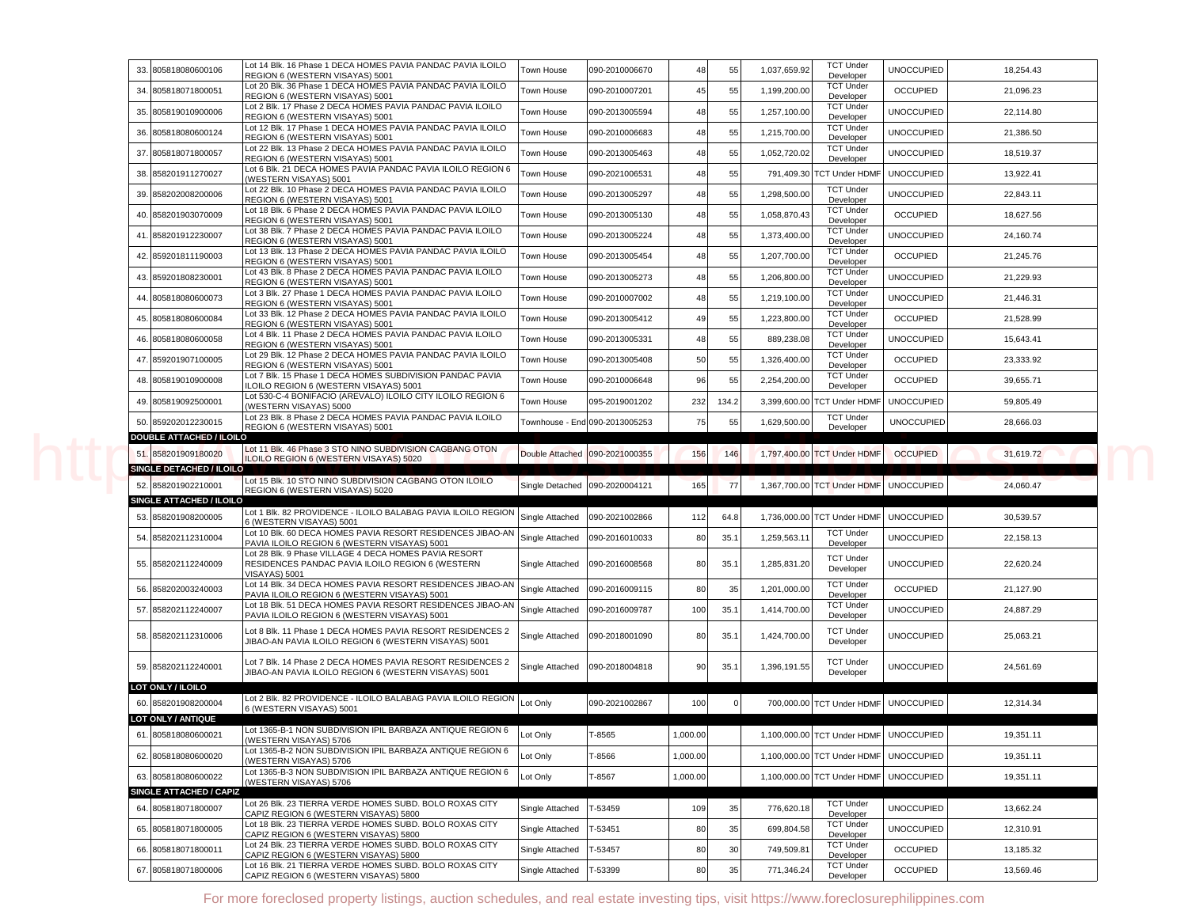| # | Account No. | Property Location | Type | TCT No. | Lot Area | Floor Area | Price | Title Status | Occupancy | Monthly Amortization |
|---|---|---|---|---|---|---|---|---|---|---|
| 33. | 805818080600106 | Lot 14 Blk. 16 Phase 1 DECA HOMES PAVIA PANDAC PAVIA ILOILO REGION 6 (WESTERN VISAYAS) 5001 | Town House | 090-2010006670 | 48 | 55 | 1,037,659.92 | TCT Under Developer | UNOCCUPIED | 18,254.43 |
| 34. | 805818071800051 | Lot 20 Blk. 36 Phase 1 DECA HOMES PAVIA PANDAC PAVIA ILOILO REGION 6 (WESTERN VISAYAS) 5001 | Town House | 090-2010007201 | 45 | 55 | 1,199,200.00 | TCT Under Developer | OCCUPIED | 21,096.23 |
| 35. | 805819010900006 | Lot 2 Blk. 17 Phase 2 DECA HOMES PAVIA PANDAC PAVIA ILOILO REGION 6 (WESTERN VISAYAS) 5001 | Town House | 090-2013005594 | 48 | 55 | 1,257,100.00 | TCT Under Developer | UNOCCUPIED | 22,114.80 |
| 36. | 805818080600124 | Lot 12 Blk. 17 Phase 1 DECA HOMES PAVIA PANDAC PAVIA ILOILO REGION 6 (WESTERN VISAYAS) 5001 | Town House | 090-2010006683 | 48 | 55 | 1,215,700.00 | TCT Under Developer | UNOCCUPIED | 21,386.50 |
| 37. | 805818071800057 | Lot 22 Blk. 13 Phase 2 DECA HOMES PAVIA PANDAC PAVIA ILOILO REGION 6 (WESTERN VISAYAS) 5001 | Town House | 090-2013005463 | 48 | 55 | 1,052,720.02 | TCT Under Developer | UNOCCUPIED | 18,519.37 |
| 38. | 858201911270027 | Lot 6 Blk. 21 DECA HOMES PAVIA PANDAC PAVIA ILOILO REGION 6 (WESTERN VISAYAS) 5001 | Town House | 090-2021006531 | 48 | 55 | 791,409.30 | TCT Under HDMF | UNOCCUPIED | 13,922.41 |
| 39. | 858202008200006 | Lot 22 Blk. 10 Phase 2 DECA HOMES PAVIA PANDAC PAVIA ILOILO REGION 6 (WESTERN VISAYAS) 5001 | Town House | 090-2013005297 | 48 | 55 | 1,298,500.00 | TCT Under Developer | UNOCCUPIED | 22,843.11 |
| 40. | 858201903070009 | Lot 18 Blk. 6 Phase 2 DECA HOMES PAVIA PANDAC PAVIA ILOILO REGION 6 (WESTERN VISAYAS) 5001 | Town House | 090-2013005130 | 48 | 55 | 1,058,870.43 | TCT Under Developer | OCCUPIED | 18,627.56 |
| 41. | 858201912230007 | Lot 38 Blk. 7 Phase 2 DECA HOMES PAVIA PANDAC PAVIA ILOILO REGION 6 (WESTERN VISAYAS) 5001 | Town House | 090-2013005224 | 48 | 55 | 1,373,400.00 | TCT Under Developer | UNOCCUPIED | 24,160.74 |
| 42. | 859201811190003 | Lot 13 Blk. 13 Phase 2 DECA HOMES PAVIA PANDAC PAVIA ILOILO REGION 6 (WESTERN VISAYAS) 5001 | Town House | 090-2013005454 | 48 | 55 | 1,207,700.00 | TCT Under Developer | OCCUPIED | 21,245.76 |
| 43. | 859201808230001 | Lot 43 Blk. 8 Phase 2 DECA HOMES PAVIA PANDAC PAVIA ILOILO REGION 6 (WESTERN VISAYAS) 5001 | Town House | 090-2013005273 | 48 | 55 | 1,206,800.00 | TCT Under Developer | UNOCCUPIED | 21,229.93 |
| 44. | 805818080600073 | Lot 3 Blk. 27 Phase 1 DECA HOMES PAVIA PANDAC PAVIA ILOILO REGION 6 (WESTERN VISAYAS) 5001 | Town House | 090-2010007002 | 48 | 55 | 1,219,100.00 | TCT Under Developer | UNOCCUPIED | 21,446.31 |
| 45. | 805818080600084 | Lot 33 Blk. 12 Phase 2 DECA HOMES PAVIA PANDAC PAVIA ILOILO REGION 6 (WESTERN VISAYAS) 5001 | Town House | 090-2013005412 | 49 | 55 | 1,223,800.00 | TCT Under Developer | OCCUPIED | 21,528.99 |
| 46. | 805818080600058 | Lot 4 Blk. 11 Phase 2 DECA HOMES PAVIA PANDAC PAVIA ILOILO REGION 6 (WESTERN VISAYAS) 5001 | Town House | 090-2013005331 | 48 | 55 | 889,238.08 | TCT Under Developer | UNOCCUPIED | 15,643.41 |
| 47. | 859201907100005 | Lot 29 Blk. 12 Phase 2 DECA HOMES PAVIA PANDAC PAVIA ILOILO REGION 6 (WESTERN VISAYAS) 5001 | Town House | 090-2013005408 | 50 | 55 | 1,326,400.00 | TCT Under Developer | OCCUPIED | 23,333.92 |
| 48. | 805819010900008 | Lot 7 Blk. 15 Phase 1 DECA HOMES SUBDIVISION PANDAC PAVIA ILOILO REGION 6 (WESTERN VISAYAS) 5001 | Town House | 090-2010006648 | 96 | 55 | 2,254,200.00 | TCT Under Developer | OCCUPIED | 39,655.71 |
| 49. | 805819092500001 | Lot 530-C-4 BONIFACIO (AREVALO) ILOILO CITY ILOILO REGION 6 (WESTERN VISAYAS) 5000 | Town House | 095-2019001202 | 232 | 134.2 | 3,399,600.00 | TCT Under HDMF | UNOCCUPIED | 59,805.49 |
| 50. | 859202012230015 | Lot 23 Blk. 8 Phase 2 DECA HOMES PAVIA PANDAC PAVIA ILOILO REGION 6 (WESTERN VISAYAS) 5001 | Townhouse - End | 090-2013005253 | 75 | 55 | 1,629,500.00 | TCT Under Developer | UNOCCUPIED | 28,666.03 |
| **DOUBLE ATTACHED / ILOILO** | | | | | | | | | | |
| 51. | 858201909180020 | Lot 11 Blk. 46 Phase 3 STO NINO SUBDIVISION CAGBANG OTON ILOILO REGION 6 (WESTERN VISAYAS) 5020 | Double Attached | 090-2021000355 | 156 | 146 | 1,797,400.00 | TCT Under HDMF | OCCUPIED | 31,619.72 |
| **SINGLE DETACHED / ILOILO** | | | | | | | | | | |
| 52. | 858201902210001 | Lot 15 Blk. 10 STO NINO SUBDIVISION CAGBANG OTON ILOILO REGION 6 (WESTERN VISAYAS) 5020 | Single Detached | 090-2020004121 | 165 | 77 | 1,367,700.00 | TCT Under HDMF | UNOCCUPIED | 24,060.47 |
| **SINGLE ATTACHED / ILOILO** | | | | | | | | | | |
| 53. | 858201908200005 | Lot 1 Blk. 82 PROVIDENCE - ILOILO BALABAG PAVIA ILOILO REGION 6 (WESTERN VISAYAS) 5001 | Single Attached | 090-2021002866 | 112 | 64.8 | 1,736,000.00 | TCT Under HDMF | UNOCCUPIED | 30,539.57 |
| 54. | 858202112310004 | Lot 10 Blk. 60 DECA HOMES PAVIA RESORT RESIDENCES JIBAO-AN PAVIA ILOILO REGION 6 (WESTERN VISAYAS) 5001 | Single Attached | 090-2016010033 | 80 | 35.1 | 1,259,563.11 | TCT Under Developer | UNOCCUPIED | 22,158.13 |
| 55. | 858202112240009 | Lot 28 Blk. 9 Phase VILLAGE 4 DECA HOMES PAVIA RESORT RESIDENCES PANDAC PAVIA ILOILO REGION 6 (WESTERN VISAYAS) 5001 | Single Attached | 090-2016008568 | 80 | 35.1 | 1,285,831.20 | TCT Under Developer | UNOCCUPIED | 22,620.24 |
| 56. | 858202003240003 | Lot 14 Blk. 34 DECA HOMES PAVIA RESORT RESIDENCES JIBAO-AN PAVIA ILOILO REGION 6 (WESTERN VISAYAS) 5001 | Single Attached | 090-2016009115 | 80 | 35 | 1,201,000.00 | TCT Under Developer | OCCUPIED | 21,127.90 |
| 57. | 858202112240007 | Lot 18 Blk. 51 DECA HOMES PAVIA RESORT RESIDENCES JIBAO-AN PAVIA ILOILO REGION 6 (WESTERN VISAYAS) 5001 | Single Attached | 090-2016009787 | 100 | 35.1 | 1,414,700.00 | TCT Under Developer | UNOCCUPIED | 24,887.29 |
| 58. | 858202112310006 | Lot 8 Blk. 11 Phase 1 DECA HOMES PAVIA RESORT RESIDENCES 2 JIBAO-AN PAVIA ILOILO REGION 6 (WESTERN VISAYAS) 5001 | Single Attached | 090-2018001090 | 80 | 35.1 | 1,424,700.00 | TCT Under Developer | UNOCCUPIED | 25,063.21 |
| 59. | 858202112240001 | Lot 7 Blk. 14 Phase 2 DECA HOMES PAVIA RESORT RESIDENCES 2 JIBAO-AN PAVIA ILOILO REGION 6 (WESTERN VISAYAS) 5001 | Single Attached | 090-2018004818 | 90 | 35.1 | 1,396,191.55 | TCT Under Developer | UNOCCUPIED | 24,561.69 |
| **LOT ONLY / ILOILO** | | | | | | | | | | |
| 60. | 858201908200004 | Lot 2 Blk. 82 PROVIDENCE - ILOILO BALABAG PAVIA ILOILO REGION 6 (WESTERN VISAYAS) 5001 | Lot Only | 090-2021002867 | 100 | 0 | 700,000.00 | TCT Under HDMF | UNOCCUPIED | 12,314.34 |
| **LOT ONLY / ANTIQUE** | | | | | | | | | | |
| 61. | 805818080600021 | Lot 1365-B-1 NON SUBDIVISION IPIL BARBAZA ANTIQUE REGION 6 (WESTERN VISAYAS) 5706 | Lot Only | T-8565 | 1,000.00 | | 1,100,000.00 | TCT Under HDMF | UNOCCUPIED | 19,351.11 |
| 62. | 805818080600020 | Lot 1365-B-2 NON SUBDIVISION IPIL BARBAZA ANTIQUE REGION 6 (WESTERN VISAYAS) 5706 | Lot Only | T-8566 | 1,000.00 | | 1,100,000.00 | TCT Under HDMF | UNOCCUPIED | 19,351.11 |
| 63. | 805818080600022 | Lot 1365-B-3 NON SUBDIVISION IPIL BARBAZA ANTIQUE REGION 6 (WESTERN VISAYAS) 5706 | Lot Only | T-8567 | 1,000.00 | | 1,100,000.00 | TCT Under HDMF | UNOCCUPIED | 19,351.11 |
| **SINGLE ATTACHED / CAPIZ** | | | | | | | | | | |
| 64. | 805818071800007 | Lot 26 Blk. 23 TIERRA VERDE HOMES SUBD. BOLO ROXAS CITY CAPIZ REGION 6 (WESTERN VISAYAS) 5800 | Single Attached | T-53459 | 109 | 35 | 776,620.18 | TCT Under Developer | UNOCCUPIED | 13,662.24 |
| 65. | 805818071800005 | Lot 18 Blk. 23 TIERRA VERDE HOMES SUBD. BOLO ROXAS CITY CAPIZ REGION 6 (WESTERN VISAYAS) 5800 | Single Attached | T-53451 | 80 | 35 | 699,804.58 | TCT Under Developer | UNOCCUPIED | 12,310.91 |
| 66. | 805818071800011 | Lot 24 Blk. 23 TIERRA VERDE HOMES SUBD. BOLO ROXAS CITY CAPIZ REGION 6 (WESTERN VISAYAS) 5800 | Single Attached | T-53457 | 80 | 30 | 749,509.81 | TCT Under Developer | OCCUPIED | 13,185.32 |
| 67. | 805818071800006 | Lot 16 Blk. 21 TIERRA VERDE HOMES SUBD. BOLO ROXAS CITY CAPIZ REGION 6 (WESTERN VISAYAS) 5800 | Single Attached | T-53399 | 80 | 35 | 771,346.24 | TCT Under Developer | OCCUPIED | 13,569.46 |

For more foreclosed property listings, auction schedules, and real estate investing tips, visit https://www.foreclosurephilippines.com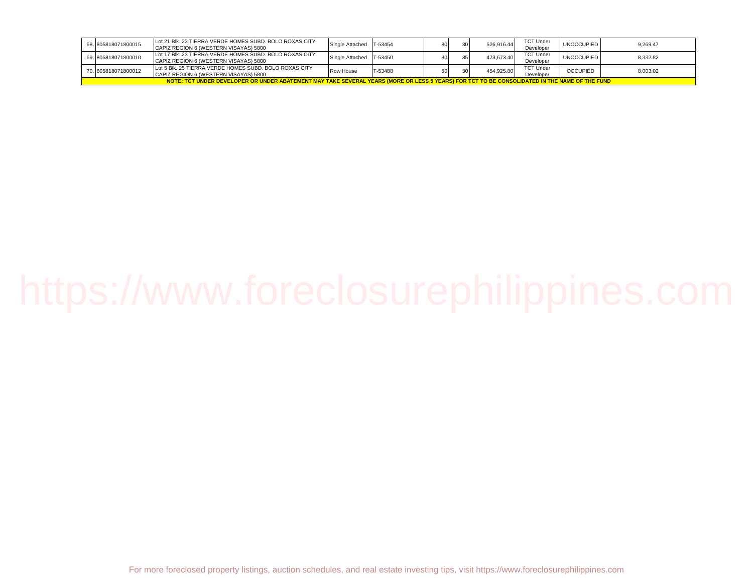| | | | | | | | | | | |
|---|---|---|---|---|---|---|---|---|---|---|
| 68. | 805818071800015 | Lot 21 Blk. 23 TIERRA VERDE HOMES SUBD. BOLO ROXAS CITY CAPIZ REGION 6 (WESTERN VISAYAS) 5800 | Single Attached | T-53454 | 80 | 30 | 526,916.44 | TCT Under Developer | UNOCCUPIED | 9,269.47 |
| 69. | 805818071800010 | Lot 17 Blk. 23 TIERRA VERDE HOMES SUBD. BOLO ROXAS CITY CAPIZ REGION 6 (WESTERN VISAYAS) 5800 | Single Attached | T-53450 | 80 | 35 | 473,673.40 | TCT Under Developer | UNOCCUPIED | 8,332.82 |
| 70. | 805818071800012 | Lot 5 Blk. 25 TIERRA VERDE HOMES SUBD. BOLO ROXAS CITY CAPIZ REGION 6 (WESTERN VISAYAS) 5800 | Row House | T-53488 | 50 | 30 | 454,925.80 | TCT Under Developer | OCCUPIED | 8,003.02 |

**NOTE: TCT UNDER DEVELOPER OR UNDER ABATEMENT MAY TAKE SEVERAL YEARS (MORE OR LESS 5 YEARS) FOR TCT TO BE CONSOLIDATED IN THE NAME OF THE FUND**

For more foreclosed property listings, auction schedules, and real estate investing tips, visit https://www.foreclosurephilippines.com